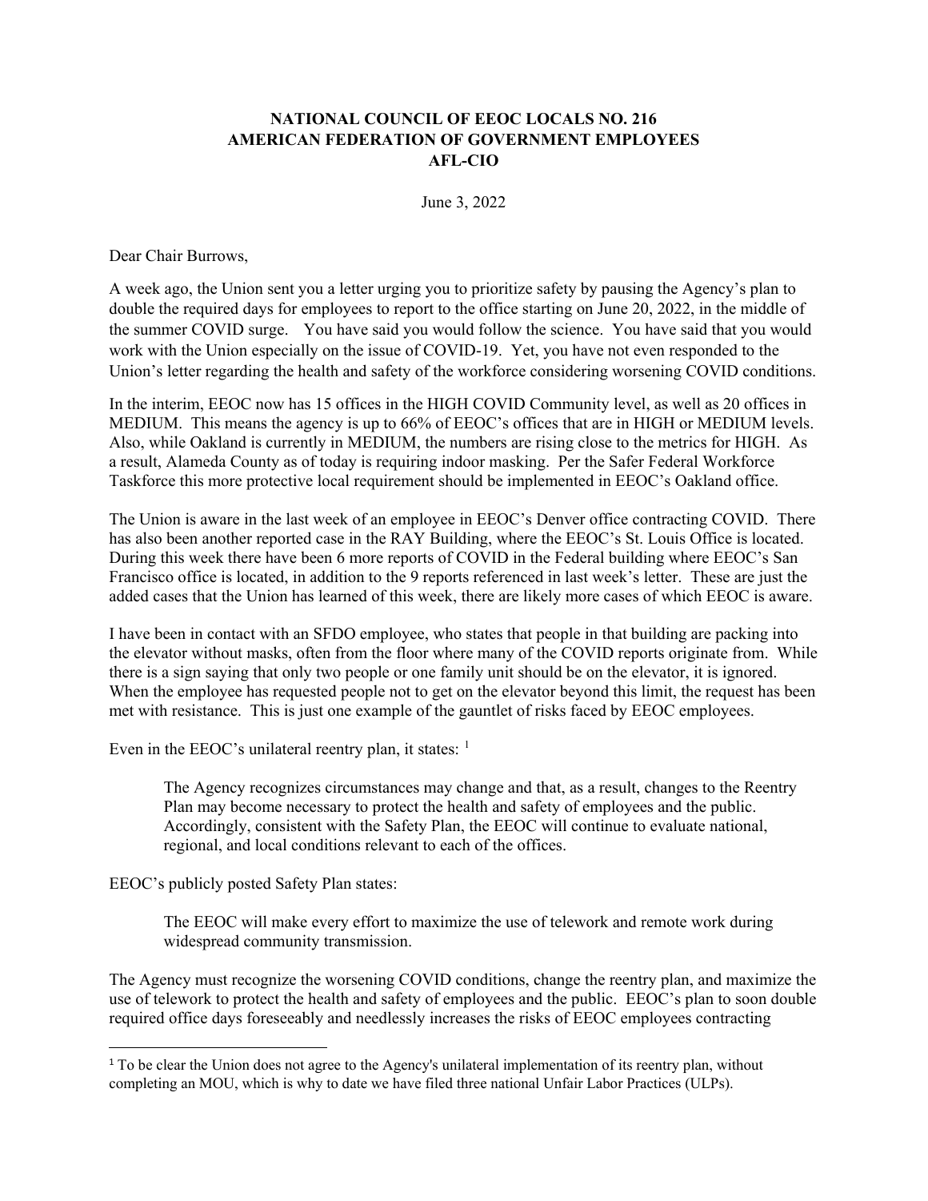**NATIONAL COUNCIL OF EEOC LOCALS NO. 216**
**AMERICAN FEDERATION OF GOVERNMENT EMPLOYEES**
**AFL-CIO**

June 3, 2022

Dear Chair Burrows,

A week ago, the Union sent you a letter urging you to prioritize safety by pausing the Agency's plan to double the required days for employees to report to the office starting on June 20, 2022, in the middle of the summer COVID surge. You have said you would follow the science. You have said that you would work with the Union especially on the issue of COVID-19. Yet, you have not even responded to the Union's letter regarding the health and safety of the workforce considering worsening COVID conditions.

In the interim, EEOC now has 15 offices in the HIGH COVID Community level, as well as 20 offices in MEDIUM. This means the agency is up to 66% of EEOC's offices that are in HIGH or MEDIUM levels. Also, while Oakland is currently in MEDIUM, the numbers are rising close to the metrics for HIGH. As a result, Alameda County as of today is requiring indoor masking. Per the Safer Federal Workforce Taskforce this more protective local requirement should be implemented in EEOC's Oakland office.

The Union is aware in the last week of an employee in EEOC's Denver office contracting COVID. There has also been another reported case in the RAY Building, where the EEOC's St. Louis Office is located. During this week there have been 6 more reports of COVID in the Federal building where EEOC's San Francisco office is located, in addition to the 9 reports referenced in last week's letter. These are just the added cases that the Union has learned of this week, there are likely more cases of which EEOC is aware.

I have been in contact with an SFDO employee, who states that people in that building are packing into the elevator without masks, often from the floor where many of the COVID reports originate from. While there is a sign saying that only two people or one family unit should be on the elevator, it is ignored. When the employee has requested people not to get on the elevator beyond this limit, the request has been met with resistance. This is just one example of the gauntlet of risks faced by EEOC employees.

Even in the EEOC's unilateral reentry plan, it states: [1]

> The Agency recognizes circumstances may change and that, as a result, changes to the Reentry Plan may become necessary to protect the health and safety of employees and the public. Accordingly, consistent with the Safety Plan, the EEOC will continue to evaluate national, regional, and local conditions relevant to each of the offices.

EEOC's publicly posted Safety Plan states:

> The EEOC will make every effort to maximize the use of telework and remote work during widespread community transmission.

The Agency must recognize the worsening COVID conditions, change the reentry plan, and maximize the use of telework to protect the health and safety of employees and the public. EEOC's plan to soon double required office days foreseeably and needlessly increases the risks of EEOC employees contracting

---

[1] To be clear the Union does not agree to the Agency's unilateral implementation of its reentry plan, without completing an MOU, which is why to date we have filed three national Unfair Labor Practices (ULPs).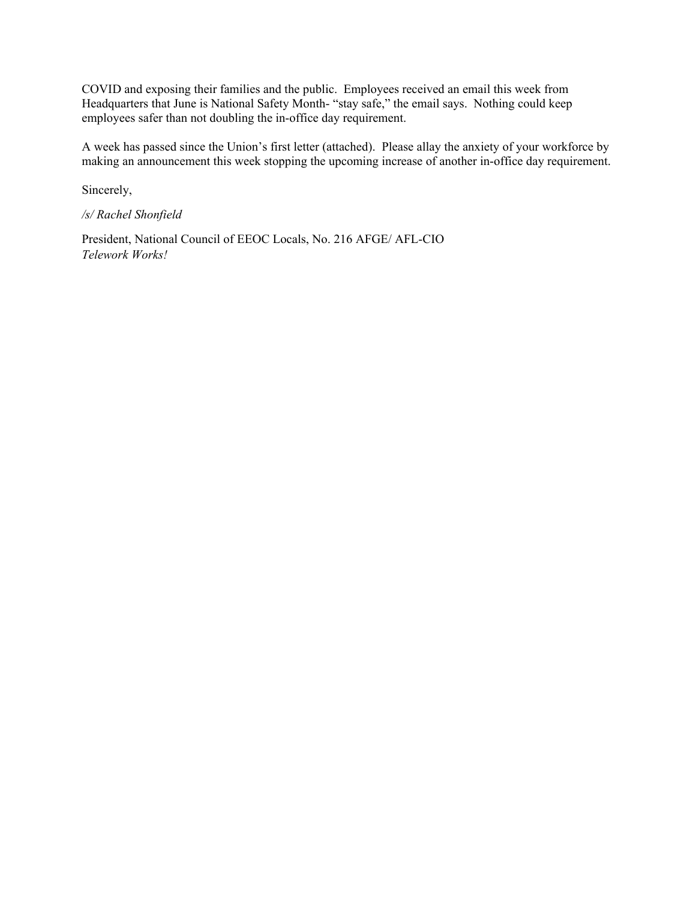COVID and exposing their families and the public. Employees received an email this week from Headquarters that June is National Safety Month- "stay safe," the email says. Nothing could keep employees safer than not doubling the in-office day requirement.

A week has passed since the Union's first letter (attached). Please allay the anxiety of your workforce by making an announcement this week stopping the upcoming increase of another in-office day requirement.

Sincerely,

*/s/ Rachel Shonfield*

President, National Council of EEOC Locals, No. 216 AFGE/ AFL-CIO
*Telework Works!*